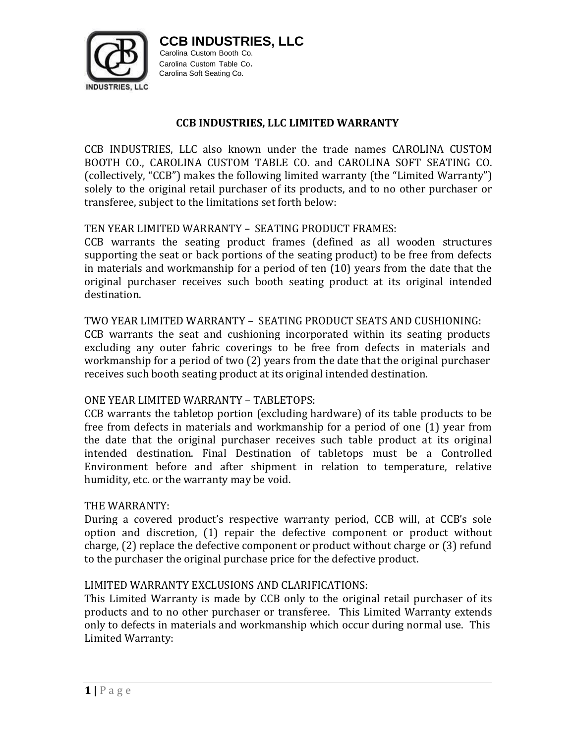# CCB INDUSTRIES, LLC

Carolina Custom Booth Co.
Carolina Custom Table Co.
Carolina Soft Seating Co.

## CCB INDUSTRIES, LLC LIMITED WARRANTY

CCB INDUSTRIES, LLC also known under the trade names CAROLINA CUSTOM BOOTH CO., CAROLINA CUSTOM TABLE CO. and CAROLINA SOFT SEATING CO. (collectively, "CCB") makes the following limited warranty (the "Limited Warranty") solely to the original retail purchaser of its products, and to no other purchaser or transferee, subject to the limitations set forth below:

TEN YEAR LIMITED WARRANTY – SEATING PRODUCT FRAMES:
CCB warrants the seating product frames (defined as all wooden structures supporting the seat or back portions of the seating product) to be free from defects in materials and workmanship for a period of ten (10) years from the date that the original purchaser receives such booth seating product at its original intended destination.

TWO YEAR LIMITED WARRANTY – SEATING PRODUCT SEATS AND CUSHIONING:
CCB warrants the seat and cushioning incorporated within its seating products excluding any outer fabric coverings to be free from defects in materials and workmanship for a period of two (2) years from the date that the original purchaser receives such booth seating product at its original intended destination.

ONE YEAR LIMITED WARRANTY – TABLETOPS:
CCB warrants the tabletop portion (excluding hardware) of its table products to be free from defects in materials and workmanship for a period of one (1) year from the date that the original purchaser receives such table product at its original intended destination. Final Destination of tabletops must be a Controlled Environment before and after shipment in relation to temperature, relative humidity, etc. or the warranty may be void.

THE WARRANTY:
During a covered product's respective warranty period, CCB will, at CCB's sole option and discretion, (1) repair the defective component or product without charge, (2) replace the defective component or product without charge or (3) refund to the purchaser the original purchase price for the defective product.

LIMITED WARRANTY EXCLUSIONS AND CLARIFICATIONS:
This Limited Warranty is made by CCB only to the original retail purchaser of its products and to no other purchaser or transferee. This Limited Warranty extends only to defects in materials and workmanship which occur during normal use. This Limited Warranty: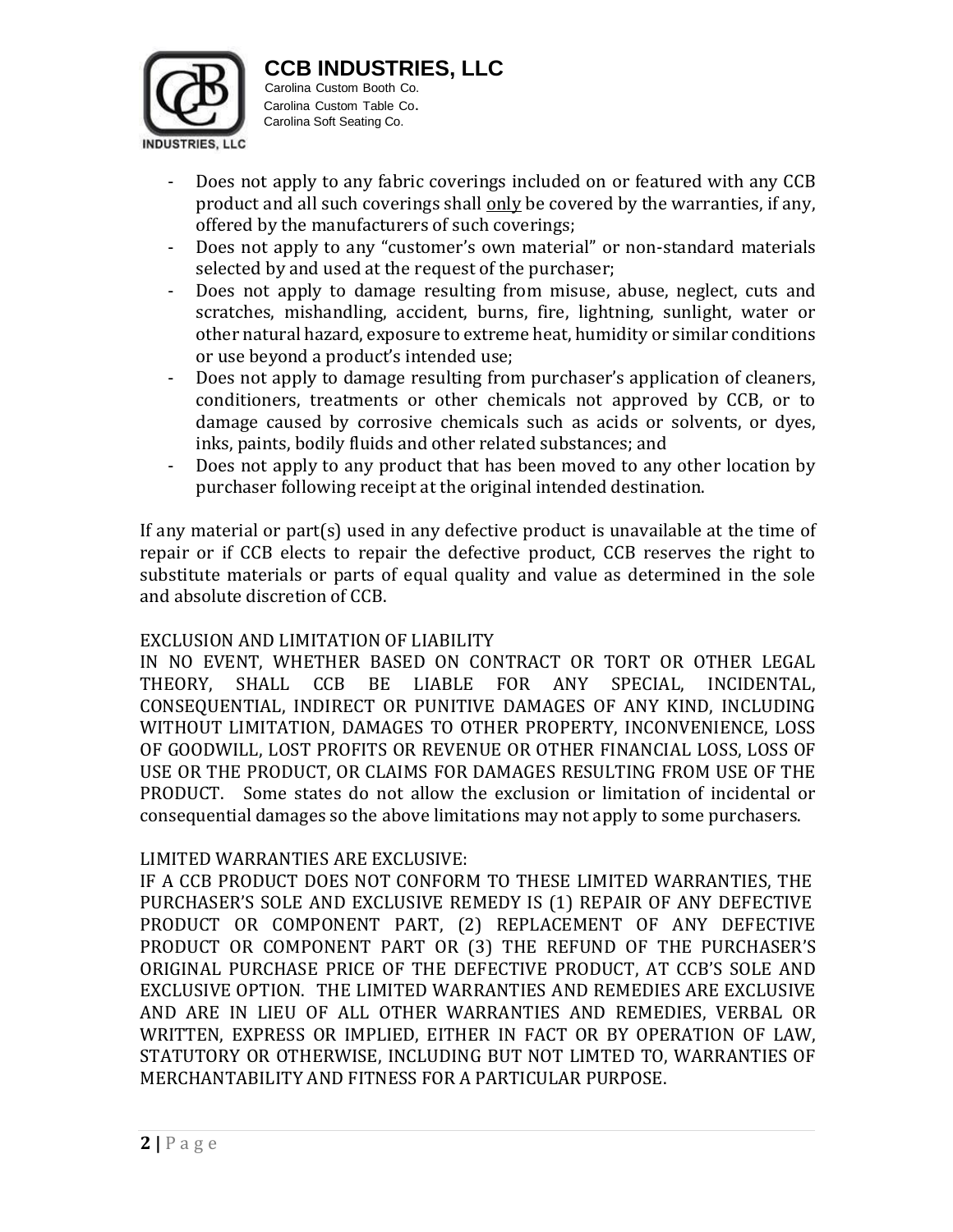- Does not apply to any fabric coverings included on or featured with any CCB product and all such coverings shall <u>only</u> be covered by the warranties, if any, offered by the manufacturers of such coverings;
- Does not apply to any "customer's own material" or non-standard materials selected by and used at the request of the purchaser;
- Does not apply to damage resulting from misuse, abuse, neglect, cuts and scratches, mishandling, accident, burns, fire, lightning, sunlight, water or other natural hazard, exposure to extreme heat, humidity or similar conditions or use beyond a product's intended use;
- Does not apply to damage resulting from purchaser's application of cleaners, conditioners, treatments or other chemicals not approved by CCB, or to damage caused by corrosive chemicals such as acids or solvents, or dyes, inks, paints, bodily fluids and other related substances; and
- Does not apply to any product that has been moved to any other location by purchaser following receipt at the original intended destination.

If any material or part(s) used in any defective product is unavailable at the time of repair or if CCB elects to repair the defective product, CCB reserves the right to substitute materials or parts of equal quality and value as determined in the sole and absolute discretion of CCB.

EXCLUSION AND LIMITATION OF LIABILITY

IN NO EVENT, WHETHER BASED ON CONTRACT OR TORT OR OTHER LEGAL THEORY, SHALL CCB BE LIABLE FOR ANY SPECIAL, INCIDENTAL, CONSEQUENTIAL, INDIRECT OR PUNITIVE DAMAGES OF ANY KIND, INCLUDING WITHOUT LIMITATION, DAMAGES TO OTHER PROPERTY, INCONVENIENCE, LOSS OF GOODWILL, LOST PROFITS OR REVENUE OR OTHER FINANCIAL LOSS, LOSS OF USE OR THE PRODUCT, OR CLAIMS FOR DAMAGES RESULTING FROM USE OF THE PRODUCT. Some states do not allow the exclusion or limitation of incidental or consequential damages so the above limitations may not apply to some purchasers.

LIMITED WARRANTIES ARE EXCLUSIVE:

IF A CCB PRODUCT DOES NOT CONFORM TO THESE LIMITED WARRANTIES, THE PURCHASER'S SOLE AND EXCLUSIVE REMEDY IS (1) REPAIR OF ANY DEFECTIVE PRODUCT OR COMPONENT PART, (2) REPLACEMENT OF ANY DEFECTIVE PRODUCT OR COMPONENT PART OR (3) THE REFUND OF THE PURCHASER'S ORIGINAL PURCHASE PRICE OF THE DEFECTIVE PRODUCT, AT CCB'S SOLE AND EXCLUSIVE OPTION. THE LIMITED WARRANTIES AND REMEDIES ARE EXCLUSIVE AND ARE IN LIEU OF ALL OTHER WARRANTIES AND REMEDIES, VERBAL OR WRITTEN, EXPRESS OR IMPLIED, EITHER IN FACT OR BY OPERATION OF LAW, STATUTORY OR OTHERWISE, INCLUDING BUT NOT LIMTED TO, WARRANTIES OF MERCHANTABILITY AND FITNESS FOR A PARTICULAR PURPOSE.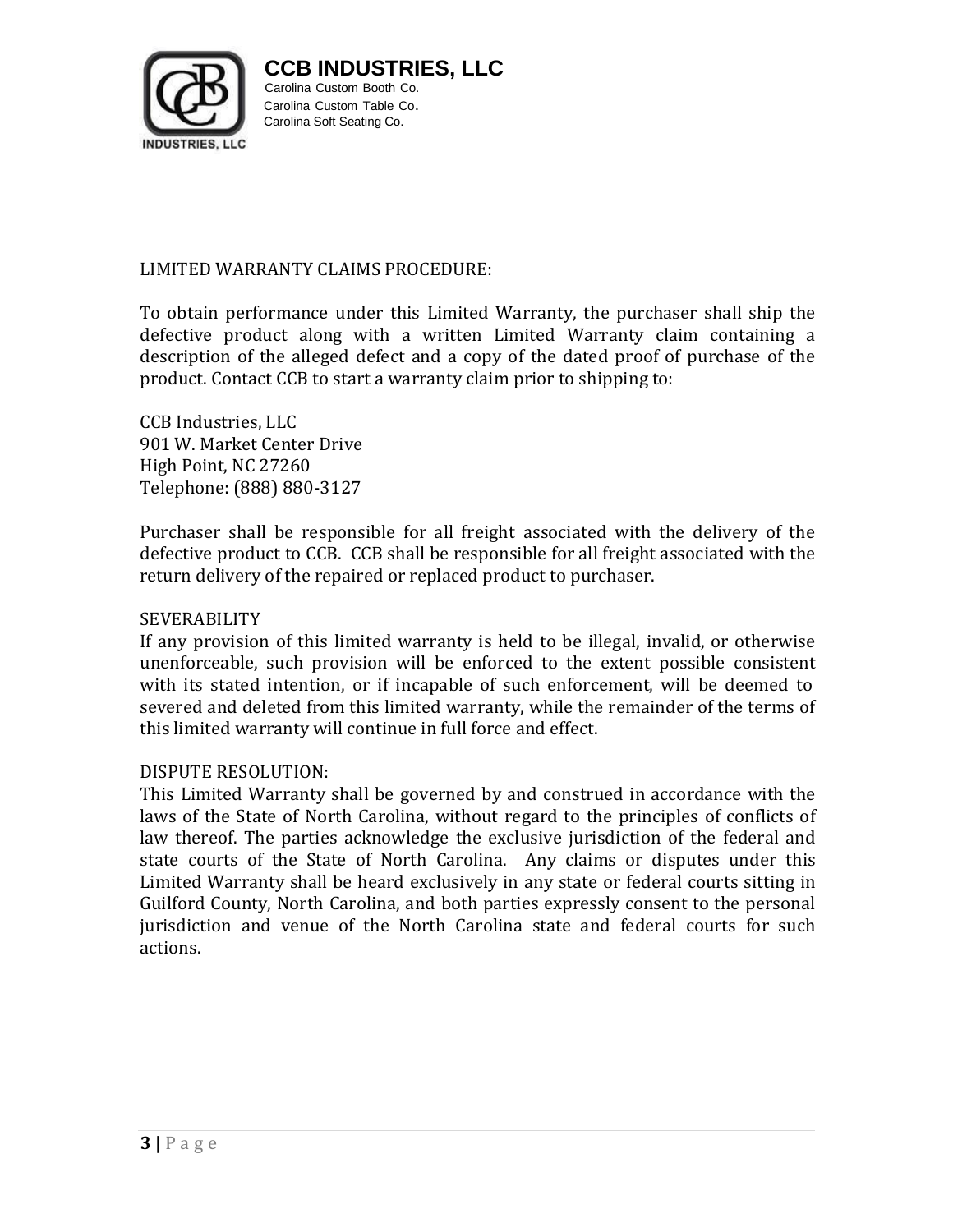**CCB INDUSTRIES, LLC**
Carolina Custom Booth Co.
Carolina Custom Table Co.
Carolina Soft Seating Co.

LIMITED WARRANTY CLAIMS PROCEDURE:

To obtain performance under this Limited Warranty, the purchaser shall ship the defective product along with a written Limited Warranty claim containing a description of the alleged defect and a copy of the dated proof of purchase of the product. Contact CCB to start a warranty claim prior to shipping to:

CCB Industries, LLC
901 W. Market Center Drive
High Point, NC 27260
Telephone: (888) 880-3127

Purchaser shall be responsible for all freight associated with the delivery of the defective product to CCB. CCB shall be responsible for all freight associated with the return delivery of the repaired or replaced product to purchaser.

SEVERABILITY
If any provision of this limited warranty is held to be illegal, invalid, or otherwise unenforceable, such provision will be enforced to the extent possible consistent with its stated intention, or if incapable of such enforcement, will be deemed to severed and deleted from this limited warranty, while the remainder of the terms of this limited warranty will continue in full force and effect.

DISPUTE RESOLUTION:
This Limited Warranty shall be governed by and construed in accordance with the laws of the State of North Carolina, without regard to the principles of conflicts of law thereof. The parties acknowledge the exclusive jurisdiction of the federal and state courts of the State of North Carolina. Any claims or disputes under this Limited Warranty shall be heard exclusively in any state or federal courts sitting in Guilford County, North Carolina, and both parties expressly consent to the personal jurisdiction and venue of the North Carolina state and federal courts for such actions.